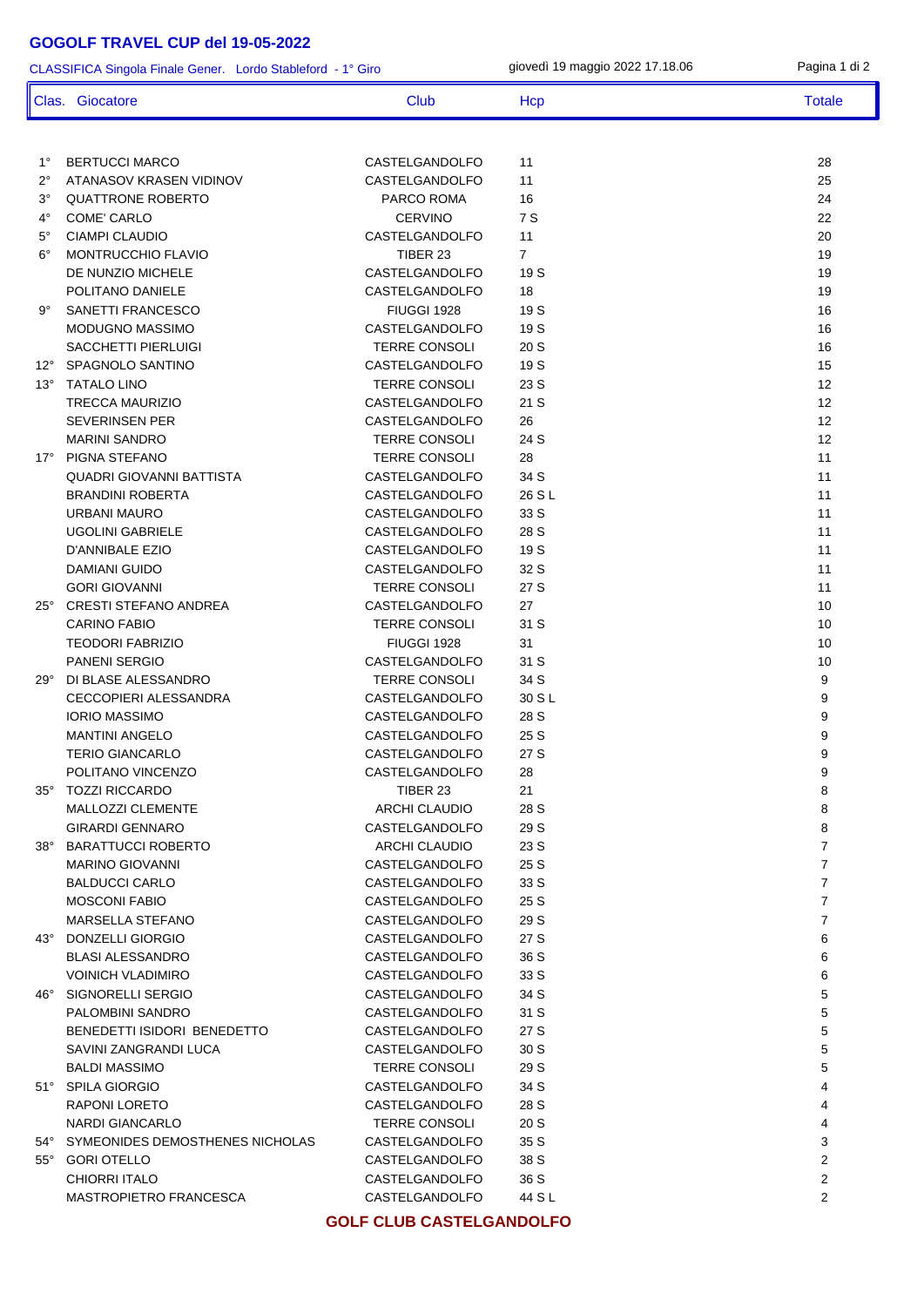# GOGOLF TRAVEL CUP del 19-05-2022

CLASSIFICA Singola Finale Gener.  Lordo Stableford - 1° Giro    giovedì 19 maggio 2022 17.18.06

| Clas. | Giocatore | Club | Hcp | Totale |
|---|---|---|---|---|
| 1° | BERTUCCI MARCO | CASTELGANDOLFO | 11 | 28 |
| 2° | ATANASOV KRASEN VIDINOV | CASTELGANDOLFO | 11 | 25 |
| 3° | QUATTRONE ROBERTO | PARCO ROMA | 16 | 24 |
| 4° | COME' CARLO | CERVINO | 7 S | 22 |
| 5° | CIAMPI CLAUDIO | CASTELGANDOLFO | 11 | 20 |
| 6° | MONTRUCCHIO FLAVIO | TIBER 23 | 7 | 19 |
| | DE NUNZIO MICHELE | CASTELGANDOLFO | 19 S | 19 |
| | POLITANO DANIELE | CASTELGANDOLFO | 18 | 19 |
| 9° | SANETTI FRANCESCO | FIUGGI 1928 | 19 S | 16 |
| | MODUGNO MASSIMO | CASTELGANDOLFO | 19 S | 16 |
| | SACCHETTI PIERLUIGI | TERRE CONSOLI | 20 S | 16 |
| 12° | SPAGNOLO SANTINO | CASTELGANDOLFO | 19 S | 15 |
| 13° | TATALO LINO | TERRE CONSOLI | 23 S | 12 |
| | TRECCA MAURIZIO | CASTELGANDOLFO | 21 S | 12 |
| | SEVERINSEN PER | CASTELGANDOLFO | 26 | 12 |
| | MARINI SANDRO | TERRE CONSOLI | 24 S | 12 |
| 17° | PIGNA STEFANO | TERRE CONSOLI | 28 | 11 |
| | QUADRI GIOVANNI BATTISTA | CASTELGANDOLFO | 34 S | 11 |
| | BRANDINI ROBERTA | CASTELGANDOLFO | 26 S L | 11 |
| | URBANI MAURO | CASTELGANDOLFO | 33 S | 11 |
| | UGOLINI GABRIELE | CASTELGANDOLFO | 28 S | 11 |
| | D'ANNIBALE EZIO | CASTELGANDOLFO | 19 S | 11 |
| | DAMIANI GUIDO | CASTELGANDOLFO | 32 S | 11 |
| | GORI GIOVANNI | TERRE CONSOLI | 27 S | 11 |
| 25° | CRESTI STEFANO ANDREA | CASTELGANDOLFO | 27 | 10 |
| | CARINO FABIO | TERRE CONSOLI | 31 S | 10 |
| | TEODORI FABRIZIO | FIUGGI 1928 | 31 | 10 |
| | PANENI SERGIO | CASTELGANDOLFO | 31 S | 10 |
| 29° | DI BLASE ALESSANDRO | TERRE CONSOLI | 34 S | 9 |
| | CECCOPIERI ALESSANDRA | CASTELGANDOLFO | 30 S L | 9 |
| | IORIO MASSIMO | CASTELGANDOLFO | 28 S | 9 |
| | MANTINI ANGELO | CASTELGANDOLFO | 25 S | 9 |
| | TERIO GIANCARLO | CASTELGANDOLFO | 27 S | 9 |
| | POLITANO VINCENZO | CASTELGANDOLFO | 28 | 9 |
| 35° | TOZZI RICCARDO | TIBER 23 | 21 | 8 |
| | MALLOZZI CLEMENTE | ARCHI CLAUDIO | 28 S | 8 |
| | GIRARDI GENNARO | CASTELGANDOLFO | 29 S | 8 |
| 38° | BARATTUCCI ROBERTO | ARCHI CLAUDIO | 23 S | 7 |
| | MARINO GIOVANNI | CASTELGANDOLFO | 25 S | 7 |
| | BALDUCCI CARLO | CASTELGANDOLFO | 33 S | 7 |
| | MOSCONI FABIO | CASTELGANDOLFO | 25 S | 7 |
| | MARSELLA STEFANO | CASTELGANDOLFO | 29 S | 7 |
| 43° | DONZELLI GIORGIO | CASTELGANDOLFO | 27 S | 6 |
| | BLASI ALESSANDRO | CASTELGANDOLFO | 36 S | 6 |
| | VOINICH VLADIMIRO | CASTELGANDOLFO | 33 S | 6 |
| 46° | SIGNORELLI SERGIO | CASTELGANDOLFO | 34 S | 5 |
| | PALOMBINI SANDRO | CASTELGANDOLFO | 31 S | 5 |
| | BENEDETTI ISIDORI BENEDETTO | CASTELGANDOLFO | 27 S | 5 |
| | SAVINI ZANGRANDI LUCA | CASTELGANDOLFO | 30 S | 5 |
| | BALDI MASSIMO | TERRE CONSOLI | 29 S | 5 |
| 51° | SPILA GIORGIO | CASTELGANDOLFO | 34 S | 4 |
| | RAPONI LORETO | CASTELGANDOLFO | 28 S | 4 |
| | NARDI GIANCARLO | TERRE CONSOLI | 20 S | 4 |
| 54° | SYMEONIDES DEMOSTHENES NICHOLAS | CASTELGANDOLFO | 35 S | 3 |
| 55° | GORI OTELLO | CASTELGANDOLFO | 38 S | 2 |
| | CHIORRI ITALO | CASTELGANDOLFO | 36 S | 2 |
| | MASTROPIETRO FRANCESCA | CASTELGANDOLFO | 44 S L | 2 |

**GOLF CLUB CASTELGANDOLFO**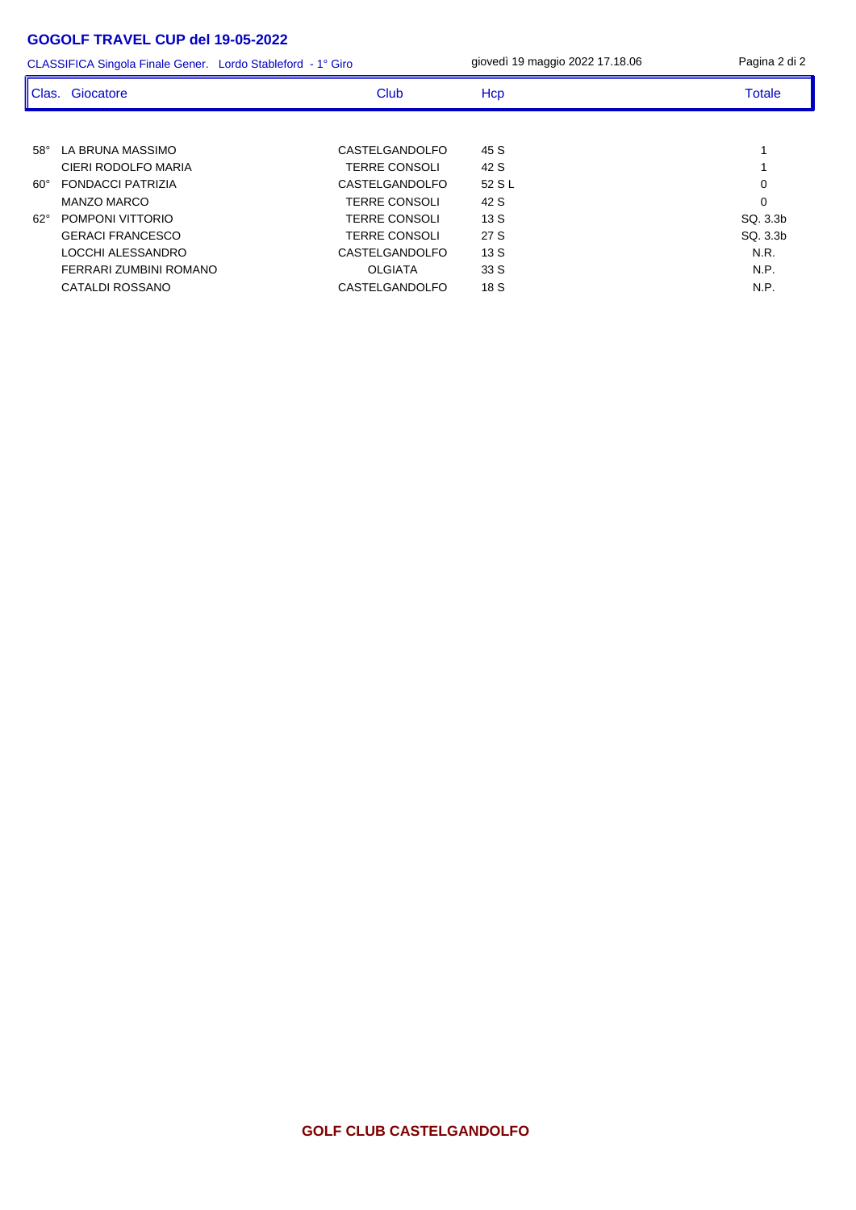## GOGOLF TRAVEL CUP del 19-05-2022

CLASSIFICA Singola Finale Gener. Lordo Stableford - 1° Giro

giovedì 19 maggio 2022 17.18.06

| Clas. | Giocatore | Club | Hcp | Totale |
|---|---|---|---|---|
| 58° | LA BRUNA MASSIMO | CASTELGANDOLFO | 45 S | 1 |
| | CIERI RODOLFO MARIA | TERRE CONSOLI | 42 S | 1 |
| 60° | FONDACCI PATRIZIA | CASTELGANDOLFO | 52 S L | 0 |
| | MANZO MARCO | TERRE CONSOLI | 42 S | 0 |
| 62° | POMPONI VITTORIO | TERRE CONSOLI | 13 S | SQ. 3.3b |
| | GERACI FRANCESCO | TERRE CONSOLI | 27 S | SQ. 3.3b |
| | LOCCHI ALESSANDRO | CASTELGANDOLFO | 13 S | N.R. |
| | FERRARI ZUMBINI ROMANO | OLGIATA | 33 S | N.P. |
| | CATALDI ROSSANO | CASTELGANDOLFO | 18 S | N.P. |

**GOLF CLUB CASTELGANDOLFO**